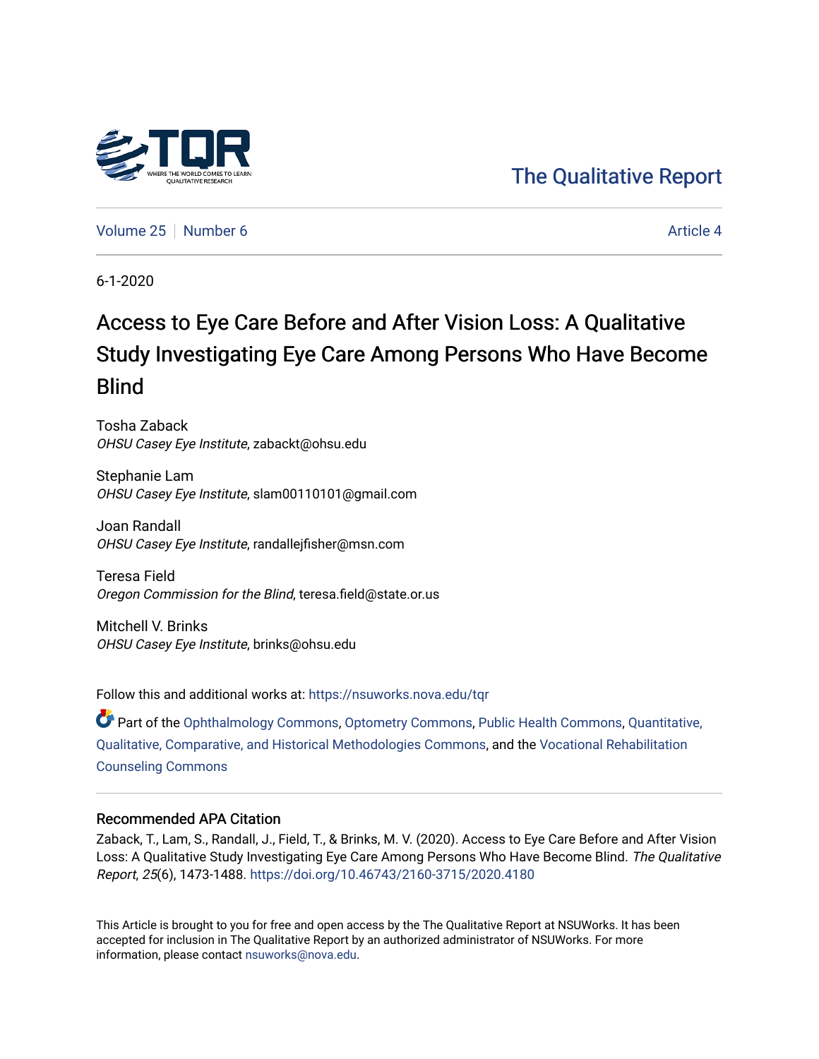The Qualitative Report

Volume 25 | Number 6 | Article 4

6-1-2020

# Access to Eye Care Before and After Vision Loss: A Qualitative Study Investigating Eye Care Among Persons Who Have Become Blind

Tosha Zaback
*OHSU Casey Eye Institute*, zabackt@ohsu.edu

Stephanie Lam
*OHSU Casey Eye Institute*, slam00110101@gmail.com

Joan Randall
*OHSU Casey Eye Institute*, randallejfisher@msn.com

Teresa Field
*Oregon Commission for the Blind*, teresa.field@state.or.us

Mitchell V. Brinks
*OHSU Casey Eye Institute*, brinks@ohsu.edu

Follow this and additional works at: https://nsuworks.nova.edu/tqr

Part of the Ophthalmology Commons, Optometry Commons, Public Health Commons, Quantitative, Qualitative, Comparative, and Historical Methodologies Commons, and the Vocational Rehabilitation Counseling Commons

## Recommended APA Citation

Zaback, T., Lam, S., Randall, J., Field, T., & Brinks, M. V. (2020). Access to Eye Care Before and After Vision Loss: A Qualitative Study Investigating Eye Care Among Persons Who Have Become Blind. *The Qualitative Report*, *25*(6), 1473-1488. https://doi.org/10.46743/2160-3715/2020.4180

This Article is brought to you for free and open access by the The Qualitative Report at NSUWorks. It has been accepted for inclusion in The Qualitative Report by an authorized administrator of NSUWorks. For more information, please contact nsuworks@nova.edu.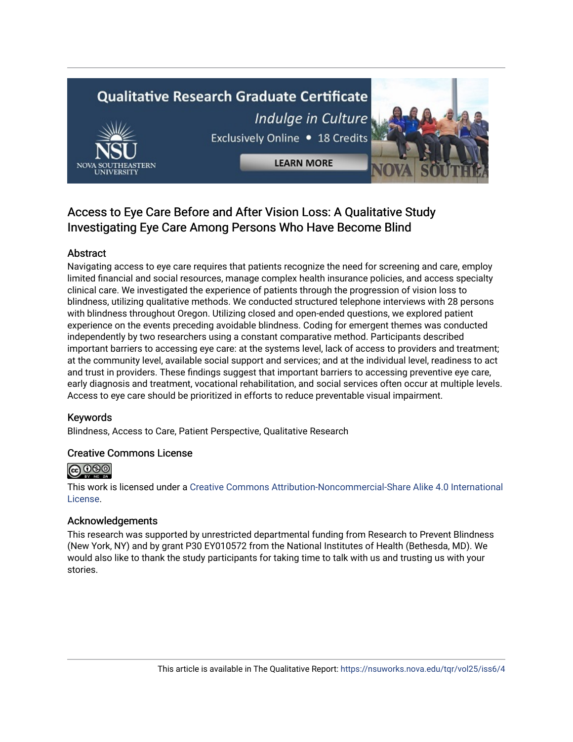# Access to Eye Care Before and After Vision Loss: A Qualitative Study Investigating Eye Care Among Persons Who Have Become Blind

## Abstract

Navigating access to eye care requires that patients recognize the need for screening and care, employ limited financial and social resources, manage complex health insurance policies, and access specialty clinical care. We investigated the experience of patients through the progression of vision loss to blindness, utilizing qualitative methods. We conducted structured telephone interviews with 28 persons with blindness throughout Oregon. Utilizing closed and open-ended questions, we explored patient experience on the events preceding avoidable blindness. Coding for emergent themes was conducted independently by two researchers using a constant comparative method. Participants described important barriers to accessing eye care: at the systems level, lack of access to providers and treatment; at the community level, available social support and services; and at the individual level, readiness to act and trust in providers. These findings suggest that important barriers to accessing preventive eye care, early diagnosis and treatment, vocational rehabilitation, and social services often occur at multiple levels. Access to eye care should be prioritized in efforts to reduce preventable visual impairment.

## Keywords

Blindness, Access to Care, Patient Perspective, Qualitative Research

## Creative Commons License

This work is licensed under a Creative Commons Attribution-Noncommercial-Share Alike 4.0 International License.

## Acknowledgements

This research was supported by unrestricted departmental funding from Research to Prevent Blindness (New York, NY) and by grant P30 EY010572 from the National Institutes of Health (Bethesda, MD). We would also like to thank the study participants for taking time to talk with us and trusting us with your stories.

This article is available in The Qualitative Report: https://nsuworks.nova.edu/tqr/vol25/iss6/4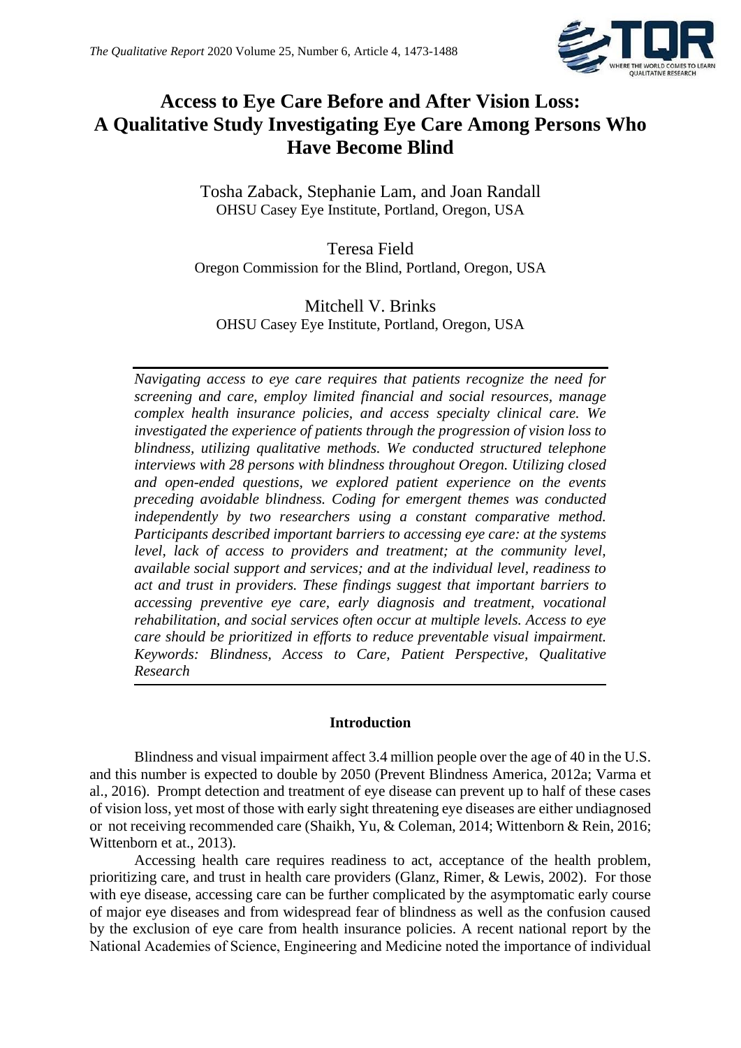# Access to Eye Care Before and After Vision Loss: A Qualitative Study Investigating Eye Care Among Persons Who Have Become Blind

Tosha Zaback, Stephanie Lam, and Joan Randall
OHSU Casey Eye Institute, Portland, Oregon, USA

Teresa Field
Oregon Commission for the Blind, Portland, Oregon, USA

Mitchell V. Brinks
OHSU Casey Eye Institute, Portland, Oregon, USA

*Navigating access to eye care requires that patients recognize the need for screening and care, employ limited financial and social resources, manage complex health insurance policies, and access specialty clinical care. We investigated the experience of patients through the progression of vision loss to blindness, utilizing qualitative methods. We conducted structured telephone interviews with 28 persons with blindness throughout Oregon. Utilizing closed and open-ended questions, we explored patient experience on the events preceding avoidable blindness. Coding for emergent themes was conducted independently by two researchers using a constant comparative method. Participants described important barriers to accessing eye care: at the systems level, lack of access to providers and treatment; at the community level, available social support and services; and at the individual level, readiness to act and trust in providers. These findings suggest that important barriers to accessing preventive eye care, early diagnosis and treatment, vocational rehabilitation, and social services often occur at multiple levels. Access to eye care should be prioritized in efforts to reduce preventable visual impairment. Keywords: Blindness, Access to Care, Patient Perspective, Qualitative Research*

## Introduction

Blindness and visual impairment affect 3.4 million people over the age of 40 in the U.S. and this number is expected to double by 2050 (Prevent Blindness America, 2012a; Varma et al., 2016). Prompt detection and treatment of eye disease can prevent up to half of these cases of vision loss, yet most of those with early sight threatening eye diseases are either undiagnosed or not receiving recommended care (Shaikh, Yu, & Coleman, 2014; Wittenborn & Rein, 2016; Wittenborn et at., 2013).

Accessing health care requires readiness to act, acceptance of the health problem, prioritizing care, and trust in health care providers (Glanz, Rimer, & Lewis, 2002). For those with eye disease, accessing care can be further complicated by the asymptomatic early course of major eye diseases and from widespread fear of blindness as well as the confusion caused by the exclusion of eye care from health insurance policies. A recent national report by the National Academies of Science, Engineering and Medicine noted the importance of individual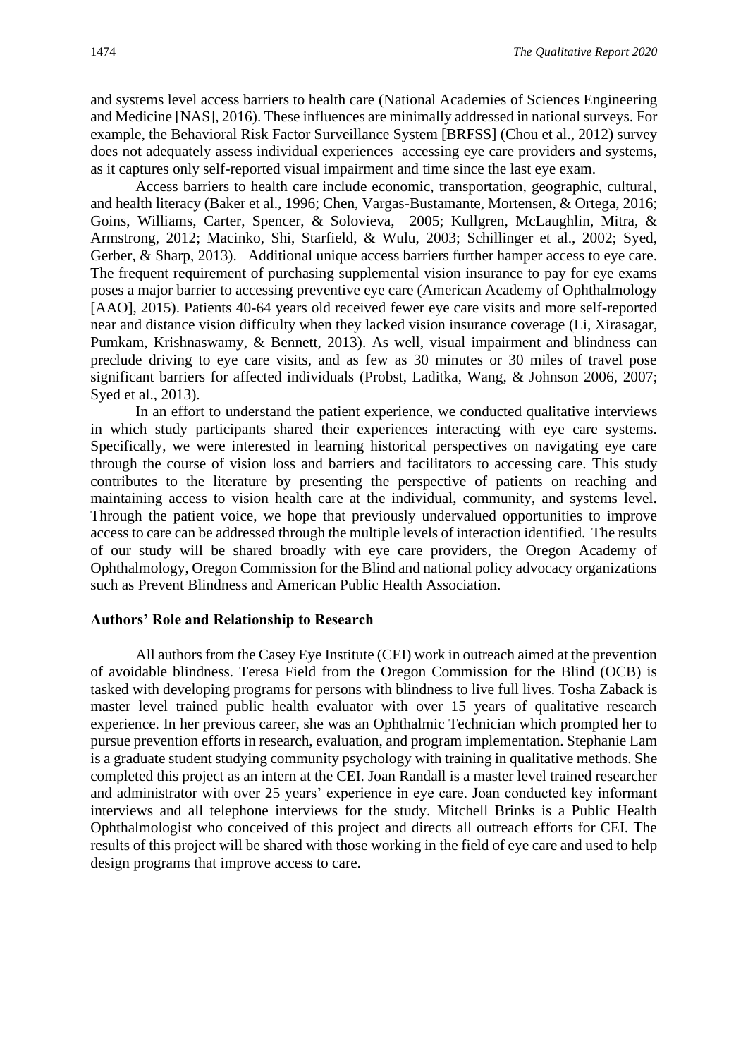and systems level access barriers to health care (National Academies of Sciences Engineering and Medicine [NAS], 2016). These influences are minimally addressed in national surveys. For example, the Behavioral Risk Factor Surveillance System [BRFSS] (Chou et al., 2012) survey does not adequately assess individual experiences accessing eye care providers and systems, as it captures only self-reported visual impairment and time since the last eye exam.

Access barriers to health care include economic, transportation, geographic, cultural, and health literacy (Baker et al., 1996; Chen, Vargas-Bustamante, Mortensen, & Ortega, 2016; Goins, Williams, Carter, Spencer, & Solovieva, 2005; Kullgren, McLaughlin, Mitra, & Armstrong, 2012; Macinko, Shi, Starfield, & Wulu, 2003; Schillinger et al., 2002; Syed, Gerber, & Sharp, 2013). Additional unique access barriers further hamper access to eye care. The frequent requirement of purchasing supplemental vision insurance to pay for eye exams poses a major barrier to accessing preventive eye care (American Academy of Ophthalmology [AAO], 2015). Patients 40-64 years old received fewer eye care visits and more self-reported near and distance vision difficulty when they lacked vision insurance coverage (Li, Xirasagar, Pumkam, Krishnaswamy, & Bennett, 2013). As well, visual impairment and blindness can preclude driving to eye care visits, and as few as 30 minutes or 30 miles of travel pose significant barriers for affected individuals (Probst, Laditka, Wang, & Johnson 2006, 2007; Syed et al., 2013).

In an effort to understand the patient experience, we conducted qualitative interviews in which study participants shared their experiences interacting with eye care systems. Specifically, we were interested in learning historical perspectives on navigating eye care through the course of vision loss and barriers and facilitators to accessing care. This study contributes to the literature by presenting the perspective of patients on reaching and maintaining access to vision health care at the individual, community, and systems level. Through the patient voice, we hope that previously undervalued opportunities to improve access to care can be addressed through the multiple levels of interaction identified. The results of our study will be shared broadly with eye care providers, the Oregon Academy of Ophthalmology, Oregon Commission for the Blind and national policy advocacy organizations such as Prevent Blindness and American Public Health Association.

## Authors' Role and Relationship to Research

All authors from the Casey Eye Institute (CEI) work in outreach aimed at the prevention of avoidable blindness. Teresa Field from the Oregon Commission for the Blind (OCB) is tasked with developing programs for persons with blindness to live full lives. Tosha Zaback is master level trained public health evaluator with over 15 years of qualitative research experience. In her previous career, she was an Ophthalmic Technician which prompted her to pursue prevention efforts in research, evaluation, and program implementation. Stephanie Lam is a graduate student studying community psychology with training in qualitative methods. She completed this project as an intern at the CEI. Joan Randall is a master level trained researcher and administrator with over 25 years' experience in eye care. Joan conducted key informant interviews and all telephone interviews for the study. Mitchell Brinks is a Public Health Ophthalmologist who conceived of this project and directs all outreach efforts for CEI. The results of this project will be shared with those working in the field of eye care and used to help design programs that improve access to care.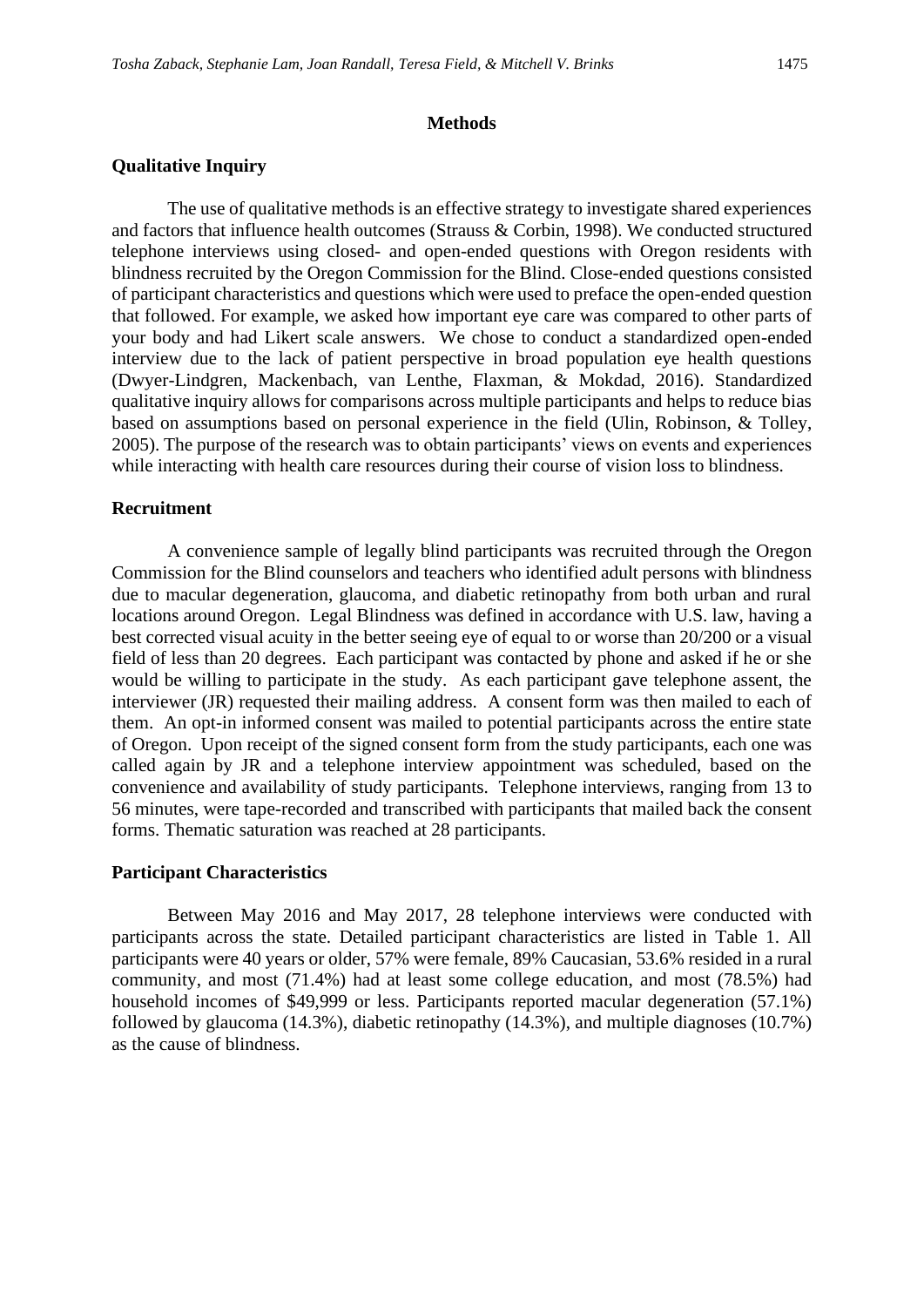## Methods

### Qualitative Inquiry

The use of qualitative methods is an effective strategy to investigate shared experiences and factors that influence health outcomes (Strauss & Corbin, 1998). We conducted structured telephone interviews using closed- and open-ended questions with Oregon residents with blindness recruited by the Oregon Commission for the Blind. Close-ended questions consisted of participant characteristics and questions which were used to preface the open-ended question that followed. For example, we asked how important eye care was compared to other parts of your body and had Likert scale answers. We chose to conduct a standardized open-ended interview due to the lack of patient perspective in broad population eye health questions (Dwyer-Lindgren, Mackenbach, van Lenthe, Flaxman, & Mokdad, 2016). Standardized qualitative inquiry allows for comparisons across multiple participants and helps to reduce bias based on assumptions based on personal experience in the field (Ulin, Robinson, & Tolley, 2005). The purpose of the research was to obtain participants' views on events and experiences while interacting with health care resources during their course of vision loss to blindness.

### Recruitment

A convenience sample of legally blind participants was recruited through the Oregon Commission for the Blind counselors and teachers who identified adult persons with blindness due to macular degeneration, glaucoma, and diabetic retinopathy from both urban and rural locations around Oregon. Legal Blindness was defined in accordance with U.S. law, having a best corrected visual acuity in the better seeing eye of equal to or worse than 20/200 or a visual field of less than 20 degrees. Each participant was contacted by phone and asked if he or she would be willing to participate in the study. As each participant gave telephone assent, the interviewer (JR) requested their mailing address. A consent form was then mailed to each of them. An opt-in informed consent was mailed to potential participants across the entire state of Oregon. Upon receipt of the signed consent form from the study participants, each one was called again by JR and a telephone interview appointment was scheduled, based on the convenience and availability of study participants. Telephone interviews, ranging from 13 to 56 minutes, were tape-recorded and transcribed with participants that mailed back the consent forms. Thematic saturation was reached at 28 participants.

### Participant Characteristics

Between May 2016 and May 2017, 28 telephone interviews were conducted with participants across the state. Detailed participant characteristics are listed in Table 1. All participants were 40 years or older, 57% were female, 89% Caucasian, 53.6% resided in a rural community, and most (71.4%) had at least some college education, and most (78.5%) had household incomes of $49,999 or less. Participants reported macular degeneration (57.1%) followed by glaucoma (14.3%), diabetic retinopathy (14.3%), and multiple diagnoses (10.7%) as the cause of blindness.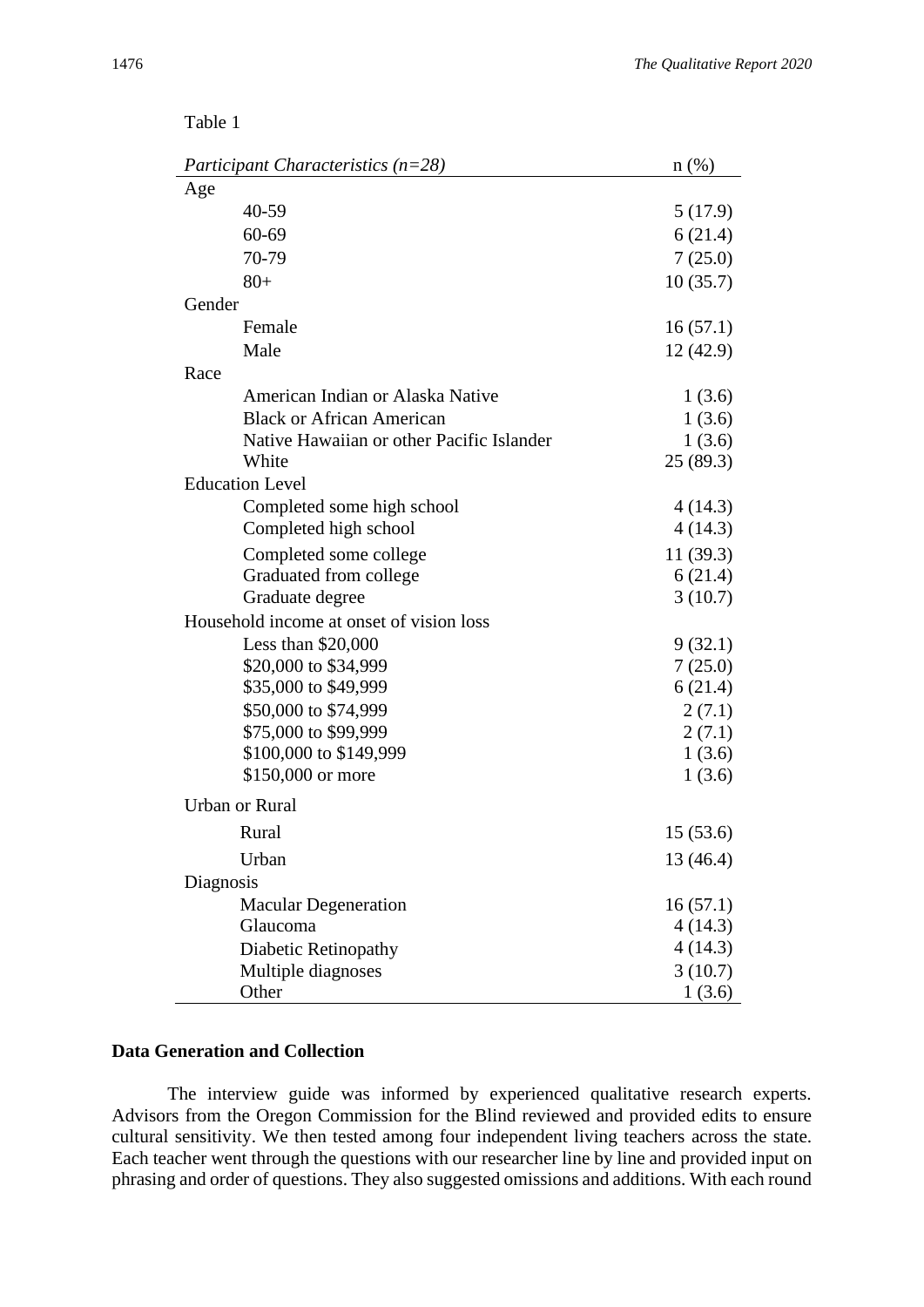Table 1

| *Participant Characteristics (n=28)* | n (%) |
|---|---|
| Age | |
| 40-59 | 5 (17.9) |
| 60-69 | 6 (21.4) |
| 70-79 | 7 (25.0) |
| 80+ | 10 (35.7) |
| Gender | |
| Female | 16 (57.1) |
| Male | 12 (42.9) |
| Race | |
| American Indian or Alaska Native | 1 (3.6) |
| Black or African American | 1 (3.6) |
| Native Hawaiian or other Pacific Islander | 1 (3.6) |
| White | 25 (89.3) |
| Education Level | |
| Completed some high school | 4 (14.3) |
| Completed high school | 4 (14.3) |
| Completed some college | 11 (39.3) |
| Graduated from college | 6 (21.4) |
| Graduate degree | 3 (10.7) |
| Household income at onset of vision loss | |
| Less than $20,000 | 9 (32.1) |
| $20,000 to $34,999 | 7 (25.0) |
| $35,000 to $49,999 | 6 (21.4) |
| $50,000 to $74,999 | 2 (7.1) |
| $75,000 to $99,999 | 2 (7.1) |
| $100,000 to $149,999 | 1 (3.6) |
| $150,000 or more | 1 (3.6) |
| Urban or Rural | |
| Rural | 15 (53.6) |
| Urban | 13 (46.4) |
| Diagnosis | |
| Macular Degeneration | 16 (57.1) |
| Glaucoma | 4 (14.3) |
| Diabetic Retinopathy | 4 (14.3) |
| Multiple diagnoses | 3 (10.7) |
| Other | 1 (3.6) |

**Data Generation and Collection**

The interview guide was informed by experienced qualitative research experts. Advisors from the Oregon Commission for the Blind reviewed and provided edits to ensure cultural sensitivity. We then tested among four independent living teachers across the state. Each teacher went through the questions with our researcher line by line and provided input on phrasing and order of questions. They also suggested omissions and additions. With each round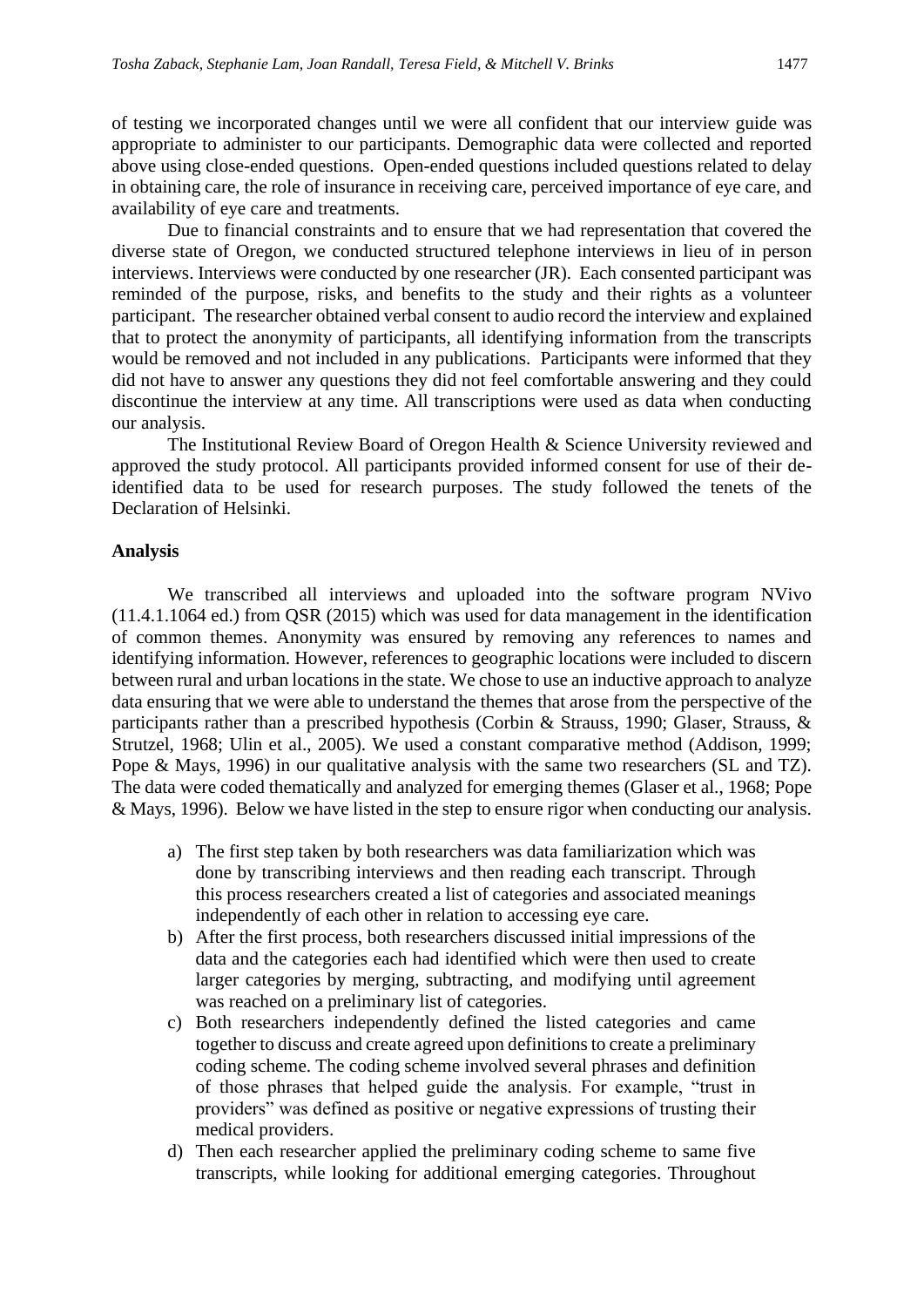of testing we incorporated changes until we were all confident that our interview guide was appropriate to administer to our participants. Demographic data were collected and reported above using close-ended questions. Open-ended questions included questions related to delay in obtaining care, the role of insurance in receiving care, perceived importance of eye care, and availability of eye care and treatments.

Due to financial constraints and to ensure that we had representation that covered the diverse state of Oregon, we conducted structured telephone interviews in lieu of in person interviews. Interviews were conducted by one researcher (JR). Each consented participant was reminded of the purpose, risks, and benefits to the study and their rights as a volunteer participant. The researcher obtained verbal consent to audio record the interview and explained that to protect the anonymity of participants, all identifying information from the transcripts would be removed and not included in any publications. Participants were informed that they did not have to answer any questions they did not feel comfortable answering and they could discontinue the interview at any time. All transcriptions were used as data when conducting our analysis.

The Institutional Review Board of Oregon Health & Science University reviewed and approved the study protocol. All participants provided informed consent for use of their de-identified data to be used for research purposes. The study followed the tenets of the Declaration of Helsinki.

**Analysis**

We transcribed all interviews and uploaded into the software program NVivo (11.4.1.1064 ed.) from QSR (2015) which was used for data management in the identification of common themes. Anonymity was ensured by removing any references to names and identifying information. However, references to geographic locations were included to discern between rural and urban locations in the state. We chose to use an inductive approach to analyze data ensuring that we were able to understand the themes that arose from the perspective of the participants rather than a prescribed hypothesis (Corbin & Strauss, 1990; Glaser, Strauss, & Strutzel, 1968; Ulin et al., 2005). We used a constant comparative method (Addison, 1999; Pope & Mays, 1996) in our qualitative analysis with the same two researchers (SL and TZ). The data were coded thematically and analyzed for emerging themes (Glaser et al., 1968; Pope & Mays, 1996). Below we have listed in the step to ensure rigor when conducting our analysis.

a) The first step taken by both researchers was data familiarization which was done by transcribing interviews and then reading each transcript. Through this process researchers created a list of categories and associated meanings independently of each other in relation to accessing eye care.
b) After the first process, both researchers discussed initial impressions of the data and the categories each had identified which were then used to create larger categories by merging, subtracting, and modifying until agreement was reached on a preliminary list of categories.
c) Both researchers independently defined the listed categories and came together to discuss and create agreed upon definitions to create a preliminary coding scheme. The coding scheme involved several phrases and definition of those phrases that helped guide the analysis. For example, "trust in providers" was defined as positive or negative expressions of trusting their medical providers.
d) Then each researcher applied the preliminary coding scheme to same five transcripts, while looking for additional emerging categories. Throughout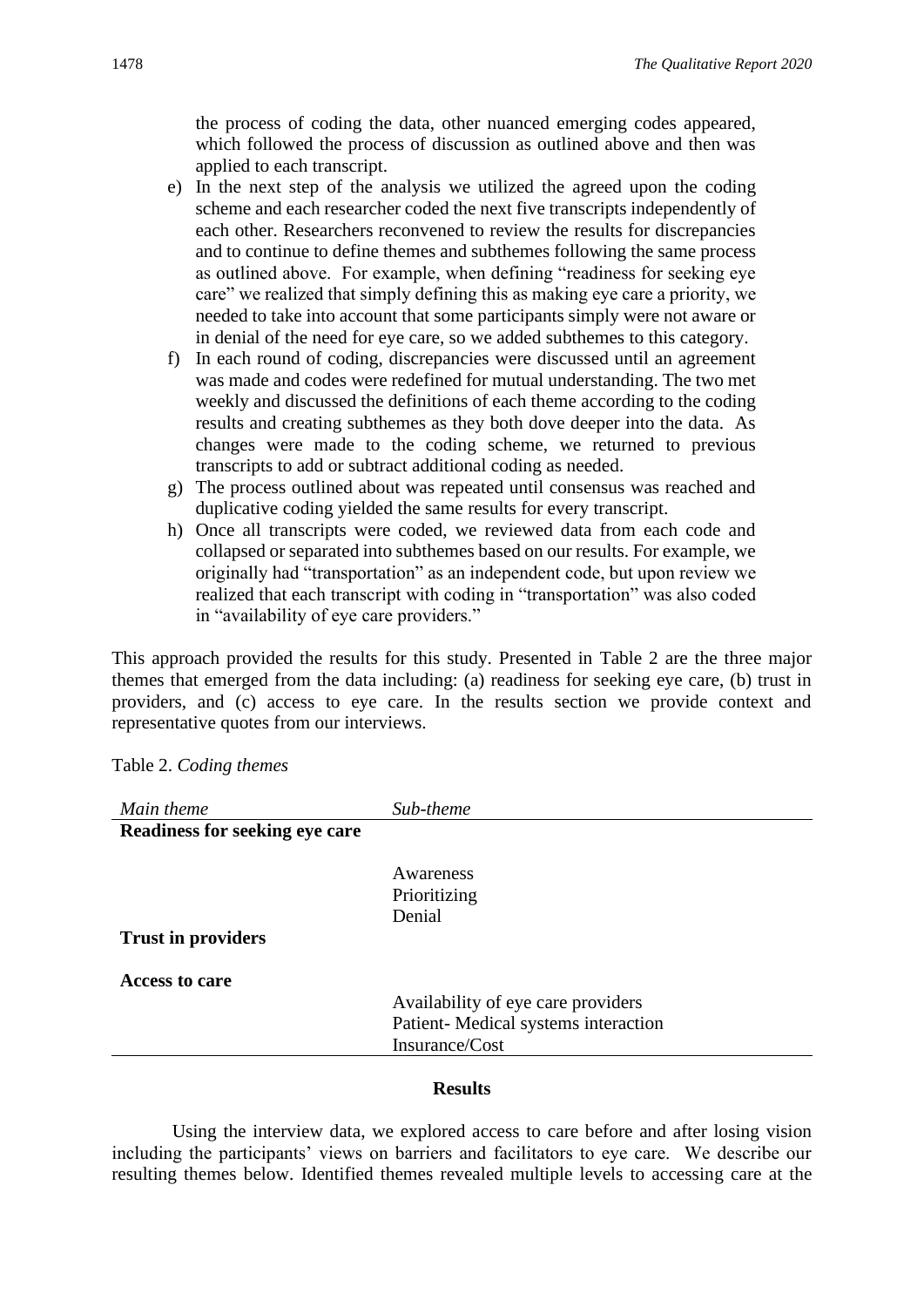the process of coding the data, other nuanced emerging codes appeared, which followed the process of discussion as outlined above and then was applied to each transcript.

e) In the next step of the analysis we utilized the agreed upon the coding scheme and each researcher coded the next five transcripts independently of each other. Researchers reconvened to review the results for discrepancies and to continue to define themes and subthemes following the same process as outlined above. For example, when defining "readiness for seeking eye care" we realized that simply defining this as making eye care a priority, we needed to take into account that some participants simply were not aware or in denial of the need for eye care, so we added subthemes to this category.
f) In each round of coding, discrepancies were discussed until an agreement was made and codes were redefined for mutual understanding. The two met weekly and discussed the definitions of each theme according to the coding results and creating subthemes as they both dove deeper into the data. As changes were made to the coding scheme, we returned to previous transcripts to add or subtract additional coding as needed.
g) The process outlined about was repeated until consensus was reached and duplicative coding yielded the same results for every transcript.
h) Once all transcripts were coded, we reviewed data from each code and collapsed or separated into subthemes based on our results. For example, we originally had "transportation" as an independent code, but upon review we realized that each transcript with coding in "transportation" was also coded in "availability of eye care providers."

This approach provided the results for this study. Presented in Table 2 are the three major themes that emerged from the data including: (a) readiness for seeking eye care, (b) trust in providers, and (c) access to eye care. In the results section we provide context and representative quotes from our interviews.

Table 2. *Coding themes*

| *Main theme* | *Sub-theme* |
|---|---|
| **Readiness for seeking eye care** | |
| | Awareness |
| | Prioritizing |
| | Denial |
| **Trust in providers** | |
| **Access to care** | |
| | Availability of eye care providers |
| | Patient- Medical systems interaction |
| | Insurance/Cost |

## Results

Using the interview data, we explored access to care before and after losing vision including the participants' views on barriers and facilitators to eye care. We describe our resulting themes below. Identified themes revealed multiple levels to accessing care at the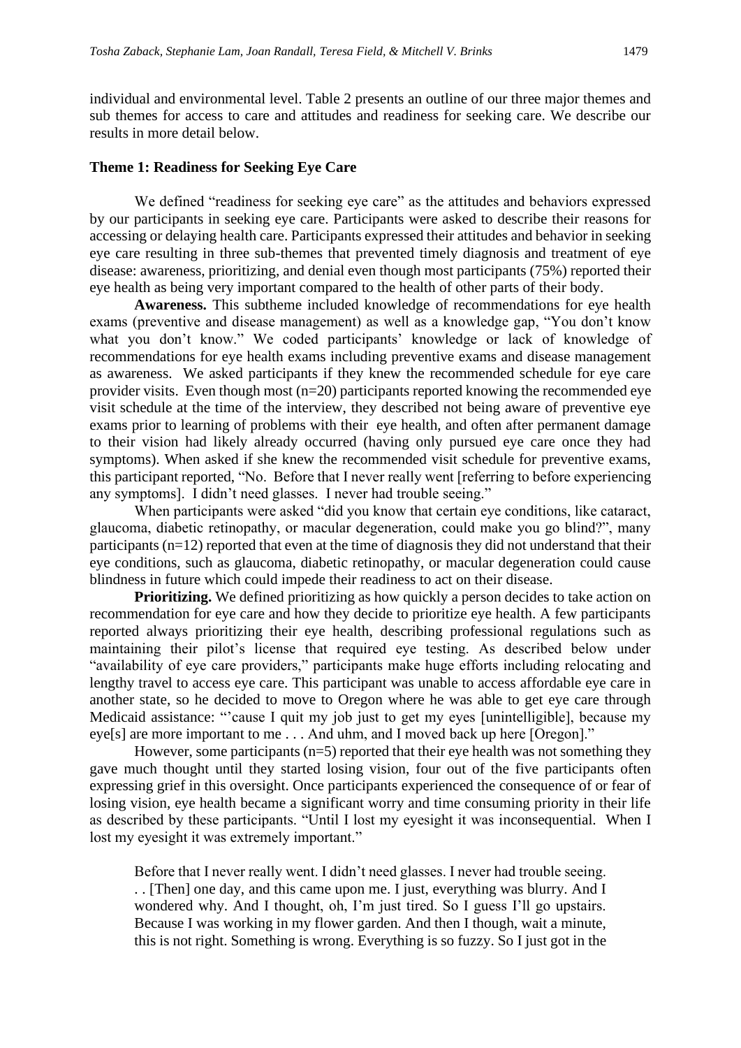individual and environmental level. Table 2 presents an outline of our three major themes and sub themes for access to care and attitudes and readiness for seeking care. We describe our results in more detail below.

### Theme 1: Readiness for Seeking Eye Care

We defined "readiness for seeking eye care" as the attitudes and behaviors expressed by our participants in seeking eye care. Participants were asked to describe their reasons for accessing or delaying health care. Participants expressed their attitudes and behavior in seeking eye care resulting in three sub-themes that prevented timely diagnosis and treatment of eye disease: awareness, prioritizing, and denial even though most participants (75%) reported their eye health as being very important compared to the health of other parts of their body.

**Awareness.** This subtheme included knowledge of recommendations for eye health exams (preventive and disease management) as well as a knowledge gap, "You don't know what you don't know." We coded participants' knowledge or lack of knowledge of recommendations for eye health exams including preventive exams and disease management as awareness. We asked participants if they knew the recommended schedule for eye care provider visits. Even though most (n=20) participants reported knowing the recommended eye visit schedule at the time of the interview, they described not being aware of preventive eye exams prior to learning of problems with their eye health, and often after permanent damage to their vision had likely already occurred (having only pursued eye care once they had symptoms). When asked if she knew the recommended visit schedule for preventive exams, this participant reported, "No. Before that I never really went [referring to before experiencing any symptoms]. I didn't need glasses. I never had trouble seeing."

When participants were asked "did you know that certain eye conditions, like cataract, glaucoma, diabetic retinopathy, or macular degeneration, could make you go blind?", many participants (n=12) reported that even at the time of diagnosis they did not understand that their eye conditions, such as glaucoma, diabetic retinopathy, or macular degeneration could cause blindness in future which could impede their readiness to act on their disease.

**Prioritizing.** We defined prioritizing as how quickly a person decides to take action on recommendation for eye care and how they decide to prioritize eye health. A few participants reported always prioritizing their eye health, describing professional regulations such as maintaining their pilot's license that required eye testing. As described below under "availability of eye care providers," participants make huge efforts including relocating and lengthy travel to access eye care. This participant was unable to access affordable eye care in another state, so he decided to move to Oregon where he was able to get eye care through Medicaid assistance: "'cause I quit my job just to get my eyes [unintelligible], because my eye[s] are more important to me . . . And uhm, and I moved back up here [Oregon]."

However, some participants (n=5) reported that their eye health was not something they gave much thought until they started losing vision, four out of the five participants often expressing grief in this oversight. Once participants experienced the consequence of or fear of losing vision, eye health became a significant worry and time consuming priority in their life as described by these participants. "Until I lost my eyesight it was inconsequential. When I lost my eyesight it was extremely important."

> Before that I never really went. I didn't need glasses. I never had trouble seeing. . . [Then] one day, and this came upon me. I just, everything was blurry. And I wondered why. And I thought, oh, I'm just tired. So I guess I'll go upstairs. Because I was working in my flower garden. And then I though, wait a minute, this is not right. Something is wrong. Everything is so fuzzy. So I just got in the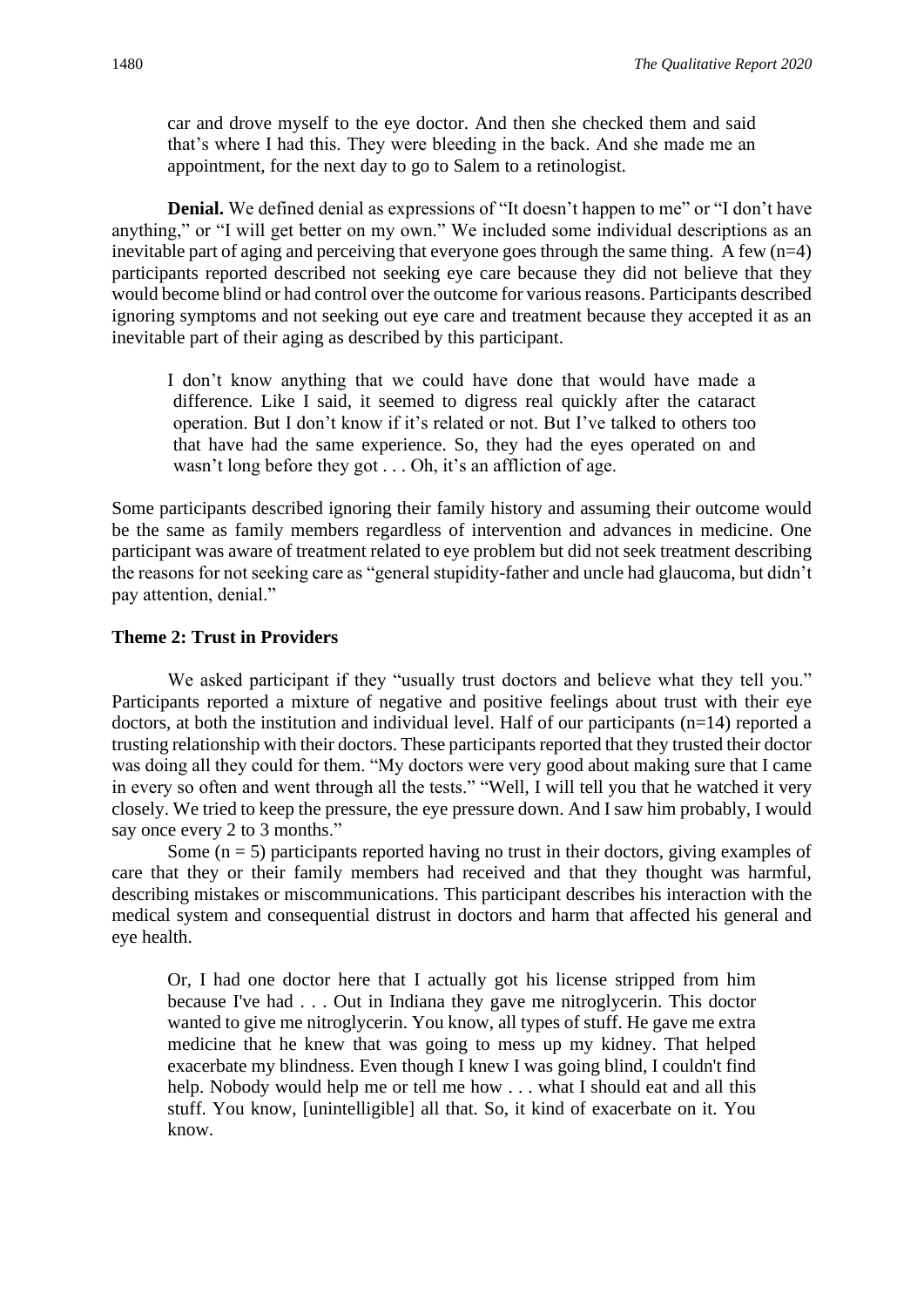> car and drove myself to the eye doctor. And then she checked them and said that's where I had this. They were bleeding in the back. And she made me an appointment, for the next day to go to Salem to a retinologist.

**Denial.** We defined denial as expressions of "It doesn't happen to me" or "I don't have anything," or "I will get better on my own." We included some individual descriptions as an inevitable part of aging and perceiving that everyone goes through the same thing. A few (n=4) participants reported described not seeking eye care because they did not believe that they would become blind or had control over the outcome for various reasons. Participants described ignoring symptoms and not seeking out eye care and treatment because they accepted it as an inevitable part of their aging as described by this participant.

> I don't know anything that we could have done that would have made a difference. Like I said, it seemed to digress real quickly after the cataract operation. But I don't know if it's related or not. But I've talked to others too that have had the same experience. So, they had the eyes operated on and wasn't long before they got . . . Oh, it's an affliction of age.

Some participants described ignoring their family history and assuming their outcome would be the same as family members regardless of intervention and advances in medicine. One participant was aware of treatment related to eye problem but did not seek treatment describing the reasons for not seeking care as "general stupidity-father and uncle had glaucoma, but didn't pay attention, denial."

### Theme 2: Trust in Providers

We asked participant if they "usually trust doctors and believe what they tell you." Participants reported a mixture of negative and positive feelings about trust with their eye doctors, at both the institution and individual level. Half of our participants (n=14) reported a trusting relationship with their doctors. These participants reported that they trusted their doctor was doing all they could for them. "My doctors were very good about making sure that I came in every so often and went through all the tests." "Well, I will tell you that he watched it very closely. We tried to keep the pressure, the eye pressure down. And I saw him probably, I would say once every 2 to 3 months."

Some (n = 5) participants reported having no trust in their doctors, giving examples of care that they or their family members had received and that they thought was harmful, describing mistakes or miscommunications. This participant describes his interaction with the medical system and consequential distrust in doctors and harm that affected his general and eye health.

> Or, I had one doctor here that I actually got his license stripped from him because I've had . . . Out in Indiana they gave me nitroglycerin. This doctor wanted to give me nitroglycerin. You know, all types of stuff. He gave me extra medicine that he knew that was going to mess up my kidney. That helped exacerbate my blindness. Even though I knew I was going blind, I couldn't find help. Nobody would help me or tell me how . . . what I should eat and all this stuff. You know, [unintelligible] all that. So, it kind of exacerbate on it. You know.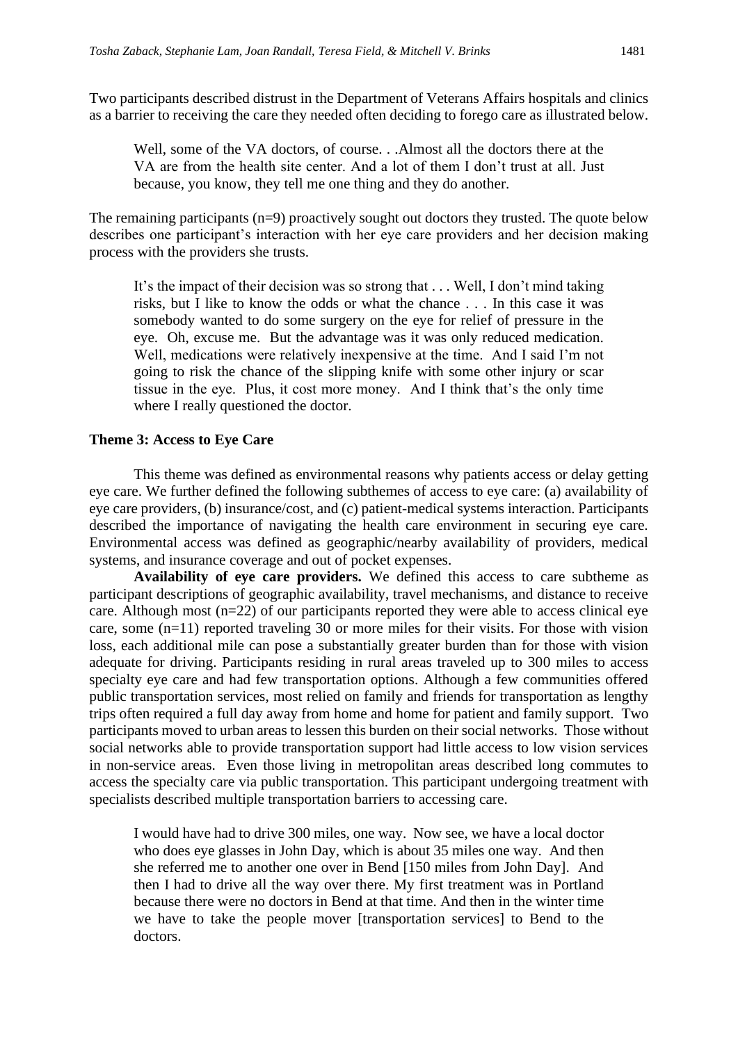Two participants described distrust in the Department of Veterans Affairs hospitals and clinics as a barrier to receiving the care they needed often deciding to forego care as illustrated below.

> Well, some of the VA doctors, of course. . .Almost all the doctors there at the VA are from the health site center. And a lot of them I don't trust at all. Just because, you know, they tell me one thing and they do another.

The remaining participants (n=9) proactively sought out doctors they trusted. The quote below describes one participant's interaction with her eye care providers and her decision making process with the providers she trusts.

> It's the impact of their decision was so strong that . . . Well, I don't mind taking risks, but I like to know the odds or what the chance . . . In this case it was somebody wanted to do some surgery on the eye for relief of pressure in the eye. Oh, excuse me. But the advantage was it was only reduced medication. Well, medications were relatively inexpensive at the time. And I said I'm not going to risk the chance of the slipping knife with some other injury or scar tissue in the eye. Plus, it cost more money. And I think that's the only time where I really questioned the doctor.

### Theme 3: Access to Eye Care

This theme was defined as environmental reasons why patients access or delay getting eye care. We further defined the following subthemes of access to eye care: (a) availability of eye care providers, (b) insurance/cost, and (c) patient-medical systems interaction. Participants described the importance of navigating the health care environment in securing eye care. Environmental access was defined as geographic/nearby availability of providers, medical systems, and insurance coverage and out of pocket expenses.

**Availability of eye care providers.** We defined this access to care subtheme as participant descriptions of geographic availability, travel mechanisms, and distance to receive care. Although most (n=22) of our participants reported they were able to access clinical eye care, some (n=11) reported traveling 30 or more miles for their visits. For those with vision loss, each additional mile can pose a substantially greater burden than for those with vision adequate for driving. Participants residing in rural areas traveled up to 300 miles to access specialty eye care and had few transportation options. Although a few communities offered public transportation services, most relied on family and friends for transportation as lengthy trips often required a full day away from home and home for patient and family support. Two participants moved to urban areas to lessen this burden on their social networks. Those without social networks able to provide transportation support had little access to low vision services in non-service areas. Even those living in metropolitan areas described long commutes to access the specialty care via public transportation. This participant undergoing treatment with specialists described multiple transportation barriers to accessing care.

> I would have had to drive 300 miles, one way. Now see, we have a local doctor who does eye glasses in John Day, which is about 35 miles one way. And then she referred me to another one over in Bend [150 miles from John Day]. And then I had to drive all the way over there. My first treatment was in Portland because there were no doctors in Bend at that time. And then in the winter time we have to take the people mover [transportation services] to Bend to the doctors.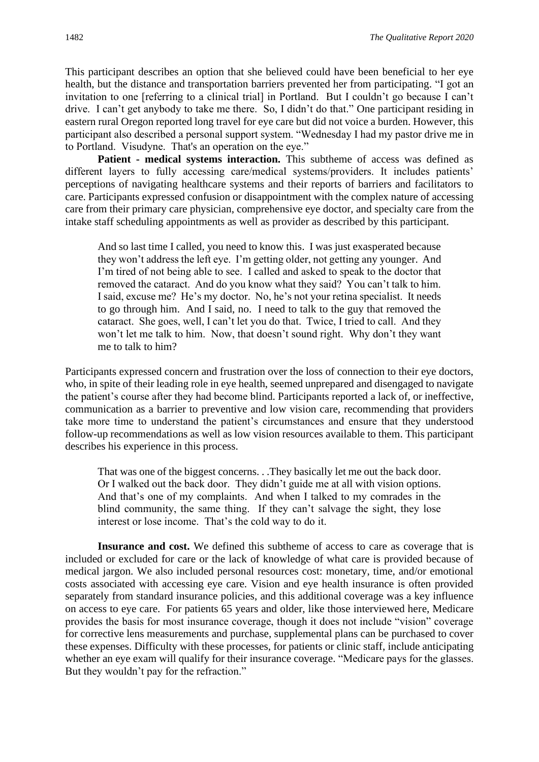This participant describes an option that she believed could have been beneficial to her eye health, but the distance and transportation barriers prevented her from participating. "I got an invitation to one [referring to a clinical trial] in Portland. But I couldn't go because I can't drive. I can't get anybody to take me there. So, I didn't do that." One participant residing in eastern rural Oregon reported long travel for eye care but did not voice a burden. However, this participant also described a personal support system. "Wednesday I had my pastor drive me in to Portland. Visudyne. That's an operation on the eye."

**Patient - medical systems interaction.** This subtheme of access was defined as different layers to fully accessing care/medical systems/providers. It includes patients' perceptions of navigating healthcare systems and their reports of barriers and facilitators to care. Participants expressed confusion or disappointment with the complex nature of accessing care from their primary care physician, comprehensive eye doctor, and specialty care from the intake staff scheduling appointments as well as provider as described by this participant.

> And so last time I called, you need to know this. I was just exasperated because they won't address the left eye. I'm getting older, not getting any younger. And I'm tired of not being able to see. I called and asked to speak to the doctor that removed the cataract. And do you know what they said? You can't talk to him. I said, excuse me? He's my doctor. No, he's not your retina specialist. It needs to go through him. And I said, no. I need to talk to the guy that removed the cataract. She goes, well, I can't let you do that. Twice, I tried to call. And they won't let me talk to him. Now, that doesn't sound right. Why don't they want me to talk to him?

Participants expressed concern and frustration over the loss of connection to their eye doctors, who, in spite of their leading role in eye health, seemed unprepared and disengaged to navigate the patient's course after they had become blind. Participants reported a lack of, or ineffective, communication as a barrier to preventive and low vision care, recommending that providers take more time to understand the patient's circumstances and ensure that they understood follow-up recommendations as well as low vision resources available to them. This participant describes his experience in this process.

> That was one of the biggest concerns. . .They basically let me out the back door. Or I walked out the back door. They didn't guide me at all with vision options. And that's one of my complaints. And when I talked to my comrades in the blind community, the same thing. If they can't salvage the sight, they lose interest or lose income. That's the cold way to do it.

**Insurance and cost.** We defined this subtheme of access to care as coverage that is included or excluded for care or the lack of knowledge of what care is provided because of medical jargon. We also included personal resources cost: monetary, time, and/or emotional costs associated with accessing eye care. Vision and eye health insurance is often provided separately from standard insurance policies, and this additional coverage was a key influence on access to eye care. For patients 65 years and older, like those interviewed here, Medicare provides the basis for most insurance coverage, though it does not include "vision" coverage for corrective lens measurements and purchase, supplemental plans can be purchased to cover these expenses. Difficulty with these processes, for patients or clinic staff, include anticipating whether an eye exam will qualify for their insurance coverage. "Medicare pays for the glasses. But they wouldn't pay for the refraction."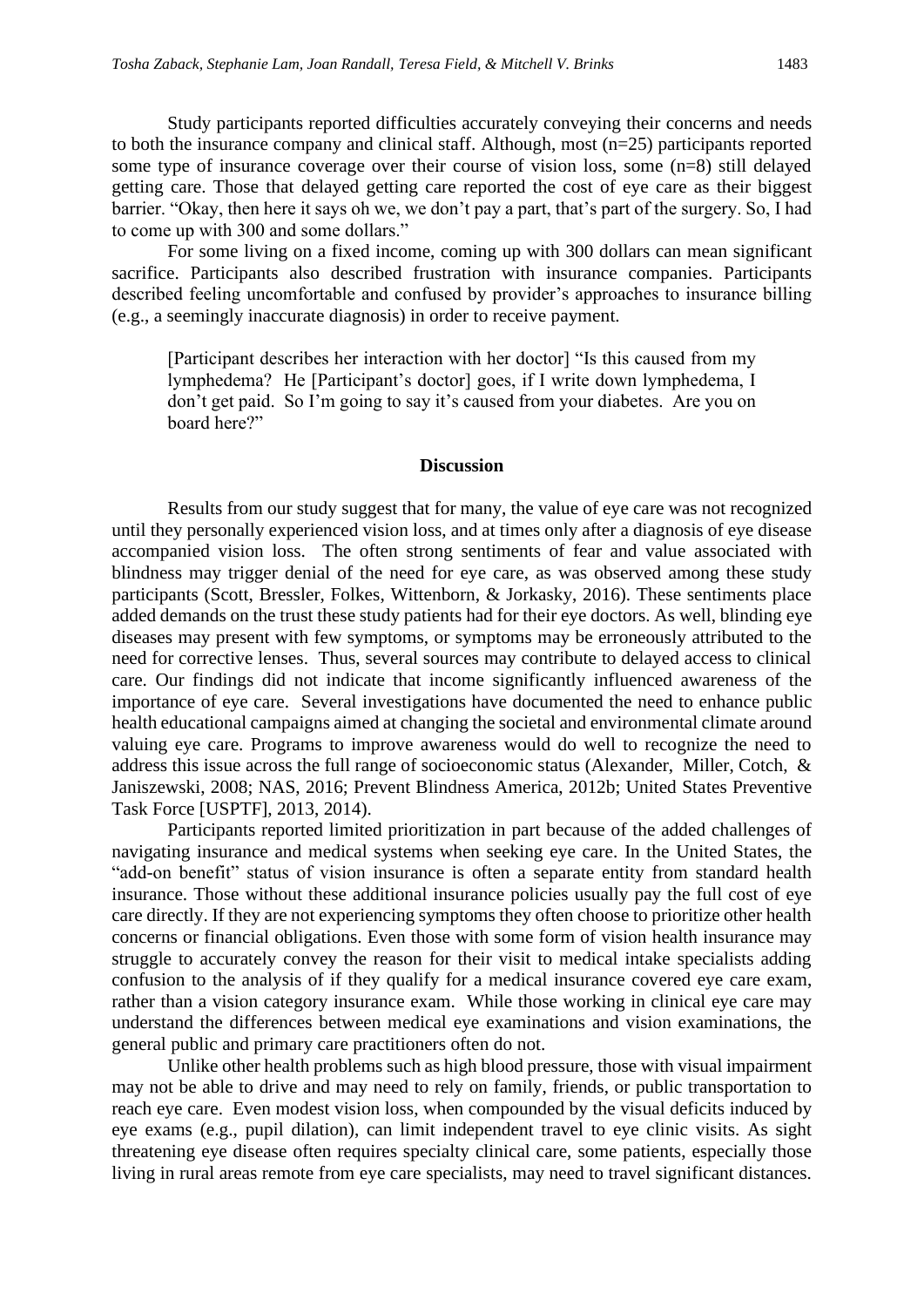Study participants reported difficulties accurately conveying their concerns and needs to both the insurance company and clinical staff. Although, most (n=25) participants reported some type of insurance coverage over their course of vision loss, some (n=8) still delayed getting care. Those that delayed getting care reported the cost of eye care as their biggest barrier. "Okay, then here it says oh we, we don't pay a part, that's part of the surgery. So, I had to come up with 300 and some dollars."

For some living on a fixed income, coming up with 300 dollars can mean significant sacrifice. Participants also described frustration with insurance companies. Participants described feeling uncomfortable and confused by provider's approaches to insurance billing (e.g., a seemingly inaccurate diagnosis) in order to receive payment.

> [Participant describes her interaction with her doctor] "Is this caused from my lymphedema? He [Participant's doctor] goes, if I write down lymphedema, I don't get paid. So I'm going to say it's caused from your diabetes. Are you on board here?"

## Discussion

Results from our study suggest that for many, the value of eye care was not recognized until they personally experienced vision loss, and at times only after a diagnosis of eye disease accompanied vision loss. The often strong sentiments of fear and value associated with blindness may trigger denial of the need for eye care, as was observed among these study participants (Scott, Bressler, Folkes, Wittenborn, & Jorkasky, 2016). These sentiments place added demands on the trust these study patients had for their eye doctors. As well, blinding eye diseases may present with few symptoms, or symptoms may be erroneously attributed to the need for corrective lenses. Thus, several sources may contribute to delayed access to clinical care. Our findings did not indicate that income significantly influenced awareness of the importance of eye care. Several investigations have documented the need to enhance public health educational campaigns aimed at changing the societal and environmental climate around valuing eye care. Programs to improve awareness would do well to recognize the need to address this issue across the full range of socioeconomic status (Alexander, Miller, Cotch, & Janiszewski, 2008; NAS, 2016; Prevent Blindness America, 2012b; United States Preventive Task Force [USPTF], 2013, 2014).

Participants reported limited prioritization in part because of the added challenges of navigating insurance and medical systems when seeking eye care. In the United States, the "add-on benefit" status of vision insurance is often a separate entity from standard health insurance. Those without these additional insurance policies usually pay the full cost of eye care directly. If they are not experiencing symptoms they often choose to prioritize other health concerns or financial obligations. Even those with some form of vision health insurance may struggle to accurately convey the reason for their visit to medical intake specialists adding confusion to the analysis of if they qualify for a medical insurance covered eye care exam, rather than a vision category insurance exam. While those working in clinical eye care may understand the differences between medical eye examinations and vision examinations, the general public and primary care practitioners often do not.

Unlike other health problems such as high blood pressure, those with visual impairment may not be able to drive and may need to rely on family, friends, or public transportation to reach eye care. Even modest vision loss, when compounded by the visual deficits induced by eye exams (e.g., pupil dilation), can limit independent travel to eye clinic visits. As sight threatening eye disease often requires specialty clinical care, some patients, especially those living in rural areas remote from eye care specialists, may need to travel significant distances.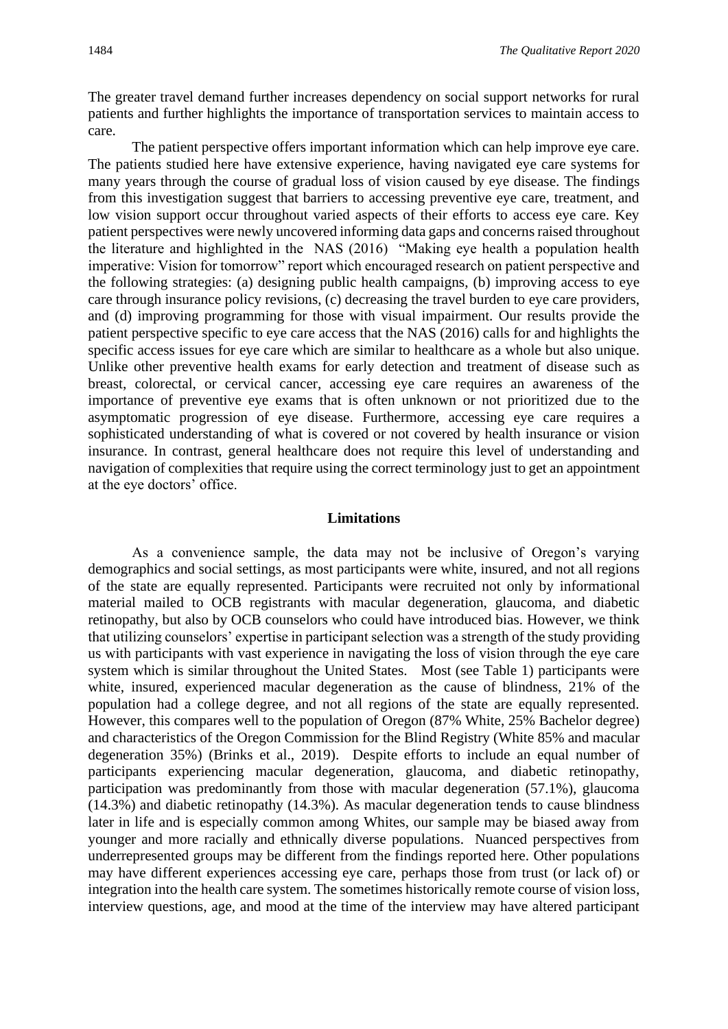The greater travel demand further increases dependency on social support networks for rural patients and further highlights the importance of transportation services to maintain access to care.

The patient perspective offers important information which can help improve eye care. The patients studied here have extensive experience, having navigated eye care systems for many years through the course of gradual loss of vision caused by eye disease. The findings from this investigation suggest that barriers to accessing preventive eye care, treatment, and low vision support occur throughout varied aspects of their efforts to access eye care. Key patient perspectives were newly uncovered informing data gaps and concerns raised throughout the literature and highlighted in the NAS (2016) "Making eye health a population health imperative: Vision for tomorrow" report which encouraged research on patient perspective and the following strategies: (a) designing public health campaigns, (b) improving access to eye care through insurance policy revisions, (c) decreasing the travel burden to eye care providers, and (d) improving programming for those with visual impairment. Our results provide the patient perspective specific to eye care access that the NAS (2016) calls for and highlights the specific access issues for eye care which are similar to healthcare as a whole but also unique. Unlike other preventive health exams for early detection and treatment of disease such as breast, colorectal, or cervical cancer, accessing eye care requires an awareness of the importance of preventive eye exams that is often unknown or not prioritized due to the asymptomatic progression of eye disease. Furthermore, accessing eye care requires a sophisticated understanding of what is covered or not covered by health insurance or vision insurance. In contrast, general healthcare does not require this level of understanding and navigation of complexities that require using the correct terminology just to get an appointment at the eye doctors' office.

## Limitations

As a convenience sample, the data may not be inclusive of Oregon's varying demographics and social settings, as most participants were white, insured, and not all regions of the state are equally represented. Participants were recruited not only by informational material mailed to OCB registrants with macular degeneration, glaucoma, and diabetic retinopathy, but also by OCB counselors who could have introduced bias. However, we think that utilizing counselors' expertise in participant selection was a strength of the study providing us with participants with vast experience in navigating the loss of vision through the eye care system which is similar throughout the United States. Most (see Table 1) participants were white, insured, experienced macular degeneration as the cause of blindness, 21% of the population had a college degree, and not all regions of the state are equally represented. However, this compares well to the population of Oregon (87% White, 25% Bachelor degree) and characteristics of the Oregon Commission for the Blind Registry (White 85% and macular degeneration 35%) (Brinks et al., 2019). Despite efforts to include an equal number of participants experiencing macular degeneration, glaucoma, and diabetic retinopathy, participation was predominantly from those with macular degeneration (57.1%), glaucoma (14.3%) and diabetic retinopathy (14.3%). As macular degeneration tends to cause blindness later in life and is especially common among Whites, our sample may be biased away from younger and more racially and ethnically diverse populations. Nuanced perspectives from underrepresented groups may be different from the findings reported here. Other populations may have different experiences accessing eye care, perhaps those from trust (or lack of) or integration into the health care system. The sometimes historically remote course of vision loss, interview questions, age, and mood at the time of the interview may have altered participant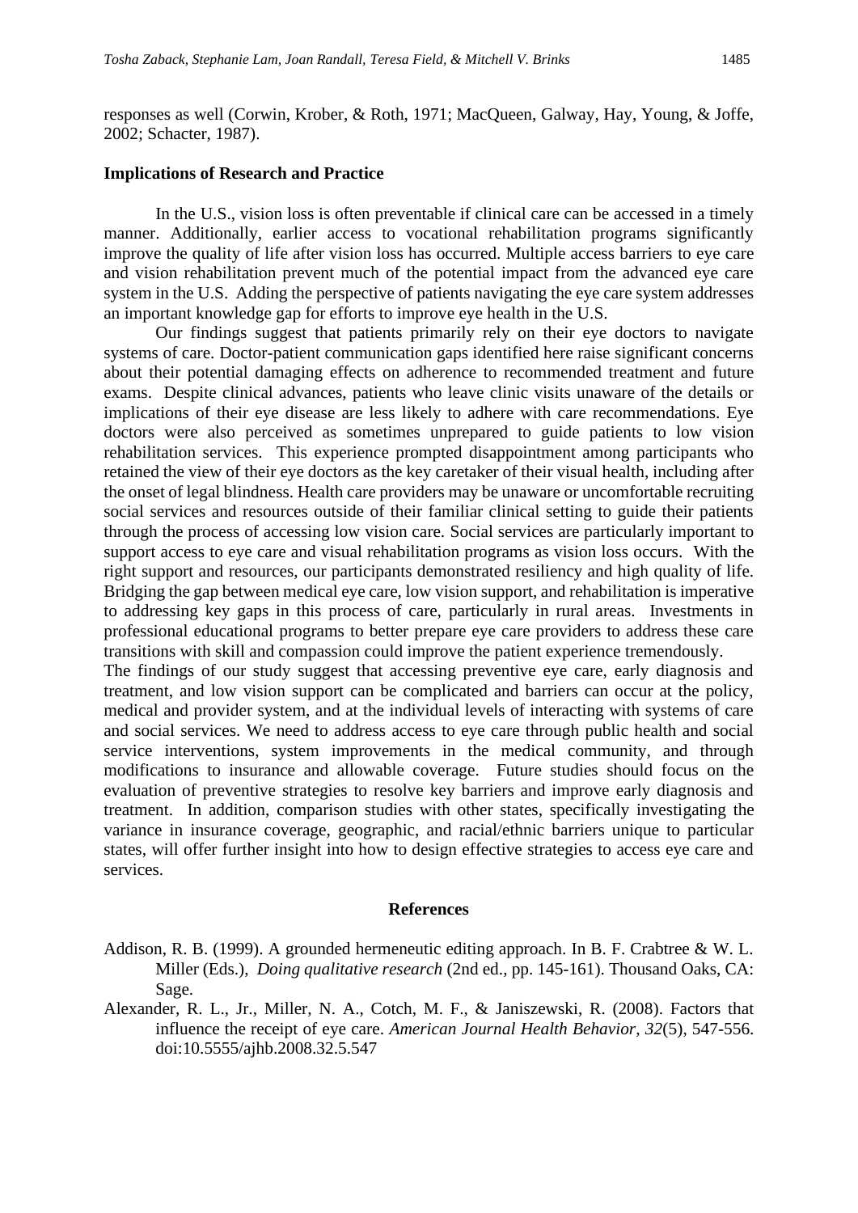responses as well (Corwin, Krober, & Roth, 1971; MacQueen, Galway, Hay, Young, & Joffe, 2002; Schacter, 1987).

## Implications of Research and Practice

In the U.S., vision loss is often preventable if clinical care can be accessed in a timely manner. Additionally, earlier access to vocational rehabilitation programs significantly improve the quality of life after vision loss has occurred. Multiple access barriers to eye care and vision rehabilitation prevent much of the potential impact from the advanced eye care system in the U.S. Adding the perspective of patients navigating the eye care system addresses an important knowledge gap for efforts to improve eye health in the U.S.

Our findings suggest that patients primarily rely on their eye doctors to navigate systems of care. Doctor-patient communication gaps identified here raise significant concerns about their potential damaging effects on adherence to recommended treatment and future exams. Despite clinical advances, patients who leave clinic visits unaware of the details or implications of their eye disease are less likely to adhere with care recommendations. Eye doctors were also perceived as sometimes unprepared to guide patients to low vision rehabilitation services. This experience prompted disappointment among participants who retained the view of their eye doctors as the key caretaker of their visual health, including after the onset of legal blindness. Health care providers may be unaware or uncomfortable recruiting social services and resources outside of their familiar clinical setting to guide their patients through the process of accessing low vision care. Social services are particularly important to support access to eye care and visual rehabilitation programs as vision loss occurs. With the right support and resources, our participants demonstrated resiliency and high quality of life. Bridging the gap between medical eye care, low vision support, and rehabilitation is imperative to addressing key gaps in this process of care, particularly in rural areas. Investments in professional educational programs to better prepare eye care providers to address these care transitions with skill and compassion could improve the patient experience tremendously.

The findings of our study suggest that accessing preventive eye care, early diagnosis and treatment, and low vision support can be complicated and barriers can occur at the policy, medical and provider system, and at the individual levels of interacting with systems of care and social services. We need to address access to eye care through public health and social service interventions, system improvements in the medical community, and through modifications to insurance and allowable coverage. Future studies should focus on the evaluation of preventive strategies to resolve key barriers and improve early diagnosis and treatment. In addition, comparison studies with other states, specifically investigating the variance in insurance coverage, geographic, and racial/ethnic barriers unique to particular states, will offer further insight into how to design effective strategies to access eye care and services.

## References

Addison, R. B. (1999). A grounded hermeneutic editing approach. In B. F. Crabtree & W. L. Miller (Eds.), *Doing qualitative research* (2nd ed., pp. 145-161). Thousand Oaks, CA: Sage.

Alexander, R. L., Jr., Miller, N. A., Cotch, M. F., & Janiszewski, R. (2008). Factors that influence the receipt of eye care. *American Journal Health Behavior, 32*(5), 547-556. doi:10.5555/ajhb.2008.32.5.547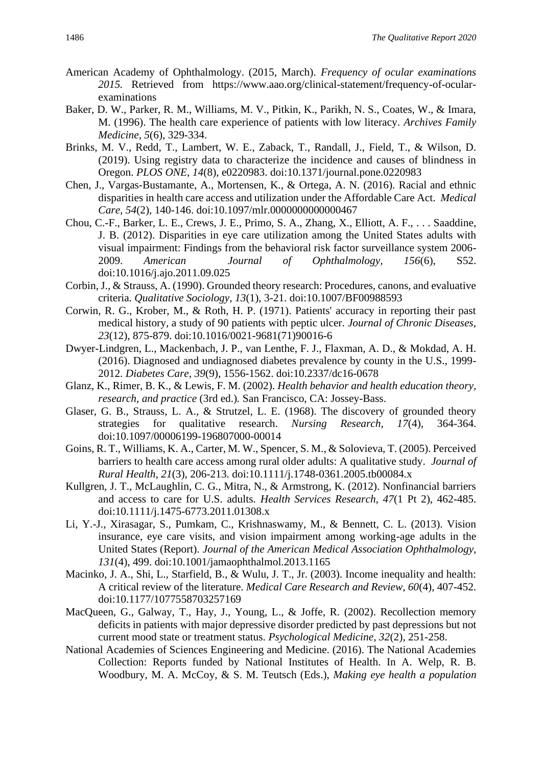American Academy of Ophthalmology. (2015, March). *Frequency of ocular examinations 2015.* Retrieved from https://www.aao.org/clinical-statement/frequency-of-ocular-examinations

Baker, D. W., Parker, R. M., Williams, M. V., Pitkin, K., Parikh, N. S., Coates, W., & Imara, M. (1996). The health care experience of patients with low literacy. *Archives Family Medicine*, *5*(6), 329-334.

Brinks, M. V., Redd, T., Lambert, W. E., Zaback, T., Randall, J., Field, T., & Wilson, D. (2019). Using registry data to characterize the incidence and causes of blindness in Oregon. *PLOS ONE, 14*(8), e0220983. doi:10.1371/journal.pone.0220983

Chen, J., Vargas-Bustamante, A., Mortensen, K., & Ortega, A. N. (2016). Racial and ethnic disparities in health care access and utilization under the Affordable Care Act. *Medical Care, 54*(2), 140-146. doi:10.1097/mlr.0000000000000467

Chou, C.-F., Barker, L. E., Crews, J. E., Primo, S. A., Zhang, X., Elliott, A. F., . . . Saaddine, J. B. (2012). Disparities in eye care utilization among the United States adults with visual impairment: Findings from the behavioral risk factor surveillance system 2006-2009. *American Journal of Ophthalmology*, *156*(6), S52. doi:10.1016/j.ajo.2011.09.025

Corbin, J., & Strauss, A. (1990). Grounded theory research: Procedures, canons, and evaluative criteria. *Qualitative Sociology, 13*(1), 3-21. doi:10.1007/BF00988593

Corwin, R. G., Krober, M., & Roth, H. P. (1971). Patients' accuracy in reporting their past medical history, a study of 90 patients with peptic ulcer. *Journal of Chronic Diseases*, *23*(12), 875-879. doi:10.1016/0021-9681(71)90016-6

Dwyer-Lindgren, L., Mackenbach, J. P., van Lenthe, F. J., Flaxman, A. D., & Mokdad, A. H. (2016). Diagnosed and undiagnosed diabetes prevalence by county in the U.S., 1999-2012. *Diabetes Care, 39*(9), 1556-1562. doi:10.2337/dc16-0678

Glanz, K., Rimer, B. K., & Lewis, F. M. (2002). *Health behavior and health education theory, research, and practice* (3rd ed.)*.* San Francisco, CA: Jossey-Bass.

Glaser, G. B., Strauss, L. A., & Strutzel, L. E. (1968). The discovery of grounded theory strategies for qualitative research. *Nursing Research*, *17*(4), 364-364. doi:10.1097/00006199-196807000-00014

Goins, R. T., Williams, K. A., Carter, M. W., Spencer, S. M., & Solovieva, T. (2005). Perceived barriers to health care access among rural older adults: A qualitative study. *Journal of Rural Health, 21*(3), 206-213. doi:10.1111/j.1748-0361.2005.tb00084.x

Kullgren, J. T., McLaughlin, C. G., Mitra, N., & Armstrong, K. (2012). Nonfinancial barriers and access to care for U.S. adults. *Health Services Research*, *47*(1 Pt 2), 462-485. doi:10.1111/j.1475-6773.2011.01308.x

Li, Y.-J., Xirasagar, S., Pumkam, C., Krishnaswamy, M., & Bennett, C. L. (2013). Vision insurance, eye care visits, and vision impairment among working-age adults in the United States (Report). *Journal of the American Medical Association Ophthalmology*, *131*(4), 499. doi:10.1001/jamaophthalmol.2013.1165

Macinko, J. A., Shi, L., Starfield, B., & Wulu, J. T., Jr. (2003). Income inequality and health: A critical review of the literature. *Medical Care Research and Review, 60*(4), 407-452. doi:10.1177/1077558703257169

MacQueen, G., Galway, T., Hay, J., Young, L., & Joffe, R. (2002). Recollection memory deficits in patients with major depressive disorder predicted by past depressions but not current mood state or treatment status. *Psychological Medicine, 32*(2), 251-258.

National Academies of Sciences Engineering and Medicine. (2016). The National Academies Collection: Reports funded by National Institutes of Health. In A. Welp, R. B. Woodbury, M. A. McCoy, & S. M. Teutsch (Eds.), *Making eye health a population*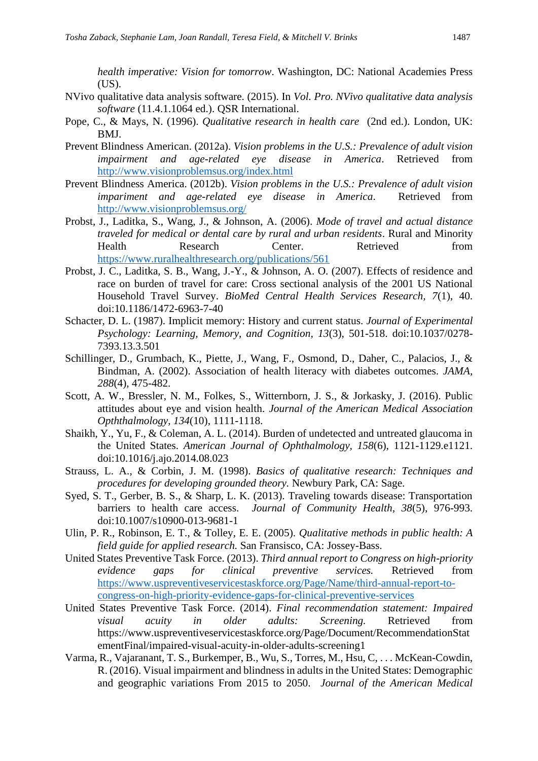*health imperative: Vision for tomorrow*. Washington, DC: National Academies Press (US).

NVivo qualitative data analysis software. (2015). In *Vol. Pro. NVivo qualitative data analysis software* (11.4.1.1064 ed.). QSR International.

Pope, C., & Mays, N. (1996). *Qualitative research in health care* (2nd ed.). London, UK: BMJ.

Prevent Blindness American. (2012a). *Vision problems in the U.S.: Prevalence of adult vision impairment and age-related eye disease in America*. Retrieved from http://www.visionproblemsus.org/index.html

Prevent Blindness America. (2012b). *Vision problems in the U.S.: Prevalence of adult vision impariment and age-related eye disease in America*. Retrieved from http://www.visionproblemsus.org/

Probst, J., Laditka, S., Wang, J., & Johnson, A. (2006). *Mode of travel and actual distance traveled for medical or dental care by rural and urban residents*. Rural and Minority Health Research Center. Retrieved from https://www.ruralhealthresearch.org/publications/561

Probst, J. C., Laditka, S. B., Wang, J.-Y., & Johnson, A. O. (2007). Effects of residence and race on burden of travel for care: Cross sectional analysis of the 2001 US National Household Travel Survey. *BioMed Central Health Services Research, 7*(1), 40. doi:10.1186/1472-6963-7-40

Schacter, D. L. (1987). Implicit memory: History and current status. *Journal of Experimental Psychology: Learning, Memory, and Cognition, 13*(3), 501-518. doi:10.1037/0278-7393.13.3.501

Schillinger, D., Grumbach, K., Piette, J., Wang, F., Osmond, D., Daher, C., Palacios, J., & Bindman, A. (2002). Association of health literacy with diabetes outcomes. *JAMA, 288*(4), 475-482.

Scott, A. W., Bressler, N. M., Folkes, S., Witternborn, J. S., & Jorkasky, J. (2016). Public attitudes about eye and vision health. *Journal of the American Medical Association Opththalmology, 134*(10), 1111-1118.

Shaikh, Y., Yu, F., & Coleman, A. L. (2014). Burden of undetected and untreated glaucoma in the United States. *American Journal of Ophthalmology, 158*(6), 1121-1129.e1121. doi:10.1016/j.ajo.2014.08.023

Strauss, L. A., & Corbin, J. M. (1998). *Basics of qualitative research: Techniques and procedures for developing grounded theory.* Newbury Park, CA: Sage.

Syed, S. T., Gerber, B. S., & Sharp, L. K. (2013). Traveling towards disease: Transportation barriers to health care access. *Journal of Community Health, 38*(5), 976-993. doi:10.1007/s10900-013-9681-1

Ulin, P. R., Robinson, E. T., & Tolley, E. E. (2005). *Qualitative methods in public health: A field guide for applied research.* San Fransisco, CA: Jossey-Bass.

United States Preventive Task Force. (2013). *Third annual report to Congress on high-priority evidence gaps for clinical preventive services.* Retrieved from https://www.uspreventiveservicestaskforce.org/Page/Name/third-annual-report-to-congress-on-high-priority-evidence-gaps-for-clinical-preventive-services

United States Preventive Task Force. (2014). *Final recommendation statement: Impaired visual acuity in older adults: Screening.* Retrieved from https://www.uspreventiveservicestaskforce.org/Page/Document/RecommendationStatementFinal/impaired-visual-acuity-in-older-adults-screening1

Varma, R., Vajaranant, T. S., Burkemper, B., Wu, S., Torres, M., Hsu, C, . . . McKean-Cowdin, R. (2016). Visual impairment and blindness in adults in the United States: Demographic and geographic variations From 2015 to 2050. *Journal of the American Medical*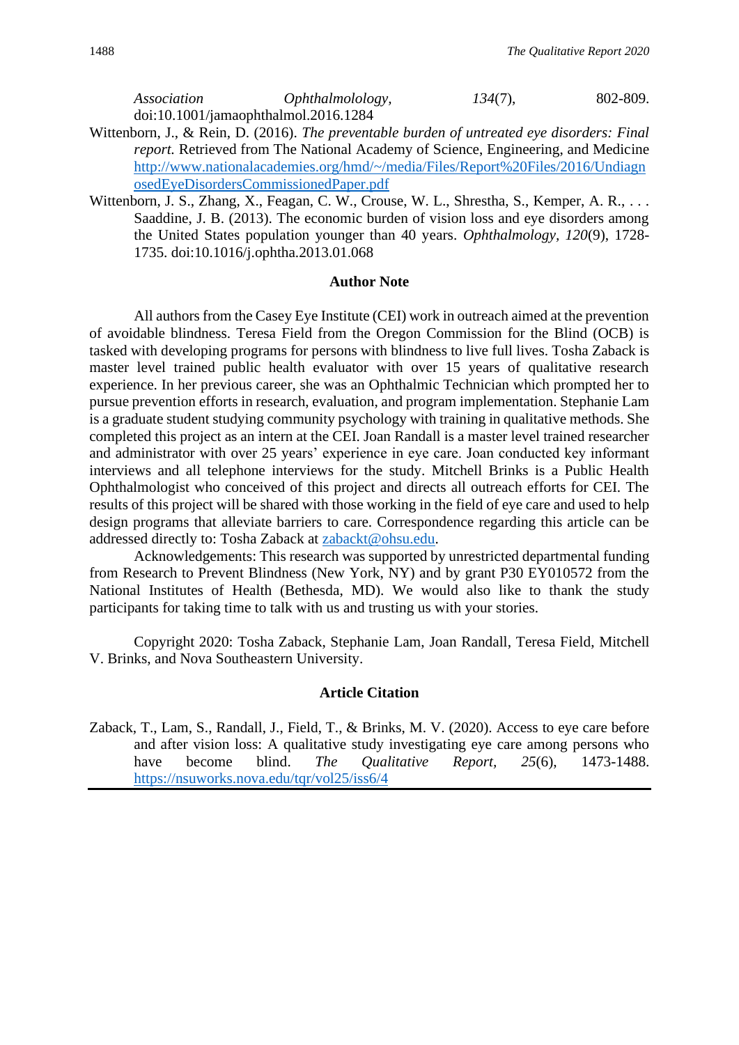*Association Ophthalmolology*, *134*(7), 802-809. doi:10.1001/jamaophthalmol.2016.1284

Wittenborn, J., & Rein, D. (2016). *The preventable burden of untreated eye disorders: Final report.* Retrieved from The National Academy of Science, Engineering, and Medicine http://www.nationalacademies.org/hmd/~/media/Files/Report%20Files/2016/UndiagnosedEyeDisordersCommissionedPaper.pdf

Wittenborn, J. S., Zhang, X., Feagan, C. W., Crouse, W. L., Shrestha, S., Kemper, A. R., . . . Saaddine, J. B. (2013). The economic burden of vision loss and eye disorders among the United States population younger than 40 years. *Ophthalmology, 120*(9), 1728-1735. doi:10.1016/j.ophtha.2013.01.068

## Author Note

All authors from the Casey Eye Institute (CEI) work in outreach aimed at the prevention of avoidable blindness. Teresa Field from the Oregon Commission for the Blind (OCB) is tasked with developing programs for persons with blindness to live full lives. Tosha Zaback is master level trained public health evaluator with over 15 years of qualitative research experience. In her previous career, she was an Ophthalmic Technician which prompted her to pursue prevention efforts in research, evaluation, and program implementation. Stephanie Lam is a graduate student studying community psychology with training in qualitative methods. She completed this project as an intern at the CEI. Joan Randall is a master level trained researcher and administrator with over 25 years' experience in eye care. Joan conducted key informant interviews and all telephone interviews for the study. Mitchell Brinks is a Public Health Ophthalmologist who conceived of this project and directs all outreach efforts for CEI. The results of this project will be shared with those working in the field of eye care and used to help design programs that alleviate barriers to care. Correspondence regarding this article can be addressed directly to: Tosha Zaback at zabackt@ohsu.edu.

Acknowledgements: This research was supported by unrestricted departmental funding from Research to Prevent Blindness (New York, NY) and by grant P30 EY010572 from the National Institutes of Health (Bethesda, MD). We would also like to thank the study participants for taking time to talk with us and trusting us with your stories.

Copyright 2020: Tosha Zaback, Stephanie Lam, Joan Randall, Teresa Field, Mitchell V. Brinks, and Nova Southeastern University.

## Article Citation

Zaback, T., Lam, S., Randall, J., Field, T., & Brinks, M. V. (2020). Access to eye care before and after vision loss: A qualitative study investigating eye care among persons who have become blind. *The Qualitative Report*, *25*(6), 1473-1488. https://nsuworks.nova.edu/tqr/vol25/iss6/4